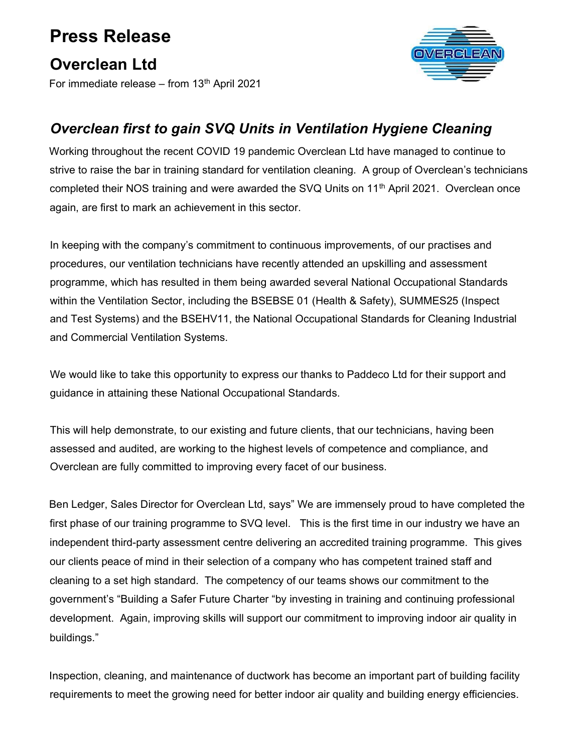# Press Release

## Overclean Ltd

For immediate release – from 13th April 2021

### *Overclean first to gain SVQ Units in Ventilation Hygiene Cleaning*

Working throughout the recent COVID 19 pandemic Overclean Ltd have managed to continue to strive to raise the bar in training standard for ventilation cleaning. A group of Overclean's technicians completed their NOS training and were awarded the SVQ Units on 11th April 2021. Overclean once again, are first to mark an achievement in this sector.

In keeping with the company's commitment to continuous improvements, of our practises and procedures, our ventilation technicians have recently attended an upskilling and assessment programme, which has resulted in them being awarded several National Occupational Standards within the Ventilation Sector, including the BSEBSE 01 (Health & Safety), SUMMES25 (Inspect and Test Systems) and the BSEHV11, the National Occupational Standards for Cleaning Industrial and Commercial Ventilation Systems.

We would like to take this opportunity to express our thanks to Paddeco Ltd for their support and guidance in attaining these National Occupational Standards.

This will help demonstrate, to our existing and future clients, that our technicians, having been assessed and audited, are working to the highest levels of competence and compliance, and Overclean are fully committed to improving every facet of our business.

Ben Ledger, Sales Director for Overclean Ltd, says" We are immensely proud to have completed the first phase of our training programme to SVQ level. This is the first time in our industry we have an independent third-party assessment centre delivering an accredited training programme. This gives our clients peace of mind in their selection of a company who has competent trained staff and cleaning to a set high standard. The competency of our teams shows our commitment to the government's "Building a Safer Future Charter "by investing in training and continuing professional development. Again, improving skills will support our commitment to improving indoor air quality in buildings."

Inspection, cleaning, and maintenance of ductwork has become an important part of building facility requirements to meet the growing need for better indoor air quality and building energy efficiencies.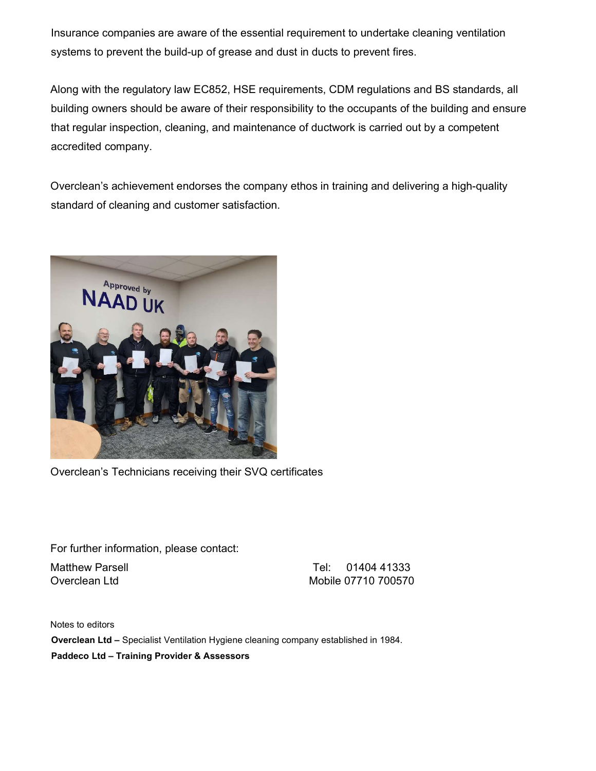Insurance companies are aware of the essential requirement to undertake cleaning ventilation systems to prevent the build-up of grease and dust in ducts to prevent fires.

Along with the regulatory law EC852, HSE requirements, CDM regulations and BS standards, all building owners should be aware of their responsibility to the occupants of the building and ensure that regular inspection, cleaning, and maintenance of ductwork is carried out by a competent accredited company.

Overclean's achievement endorses the company ethos in training and delivering a high-quality standard of cleaning and customer satisfaction.

Overclean's Technicians receiving their SVQ certificates

For further information, please contact:

Matthew Parsell  
Overclean Ltd

Tel: 01404 41333  
Mobile 07710 700570

Notes to editors

**Overclean Ltd –** Specialist Ventilation Hygiene cleaning company established in 1984.

**Paddeco Ltd – Training Provider & Assessors**